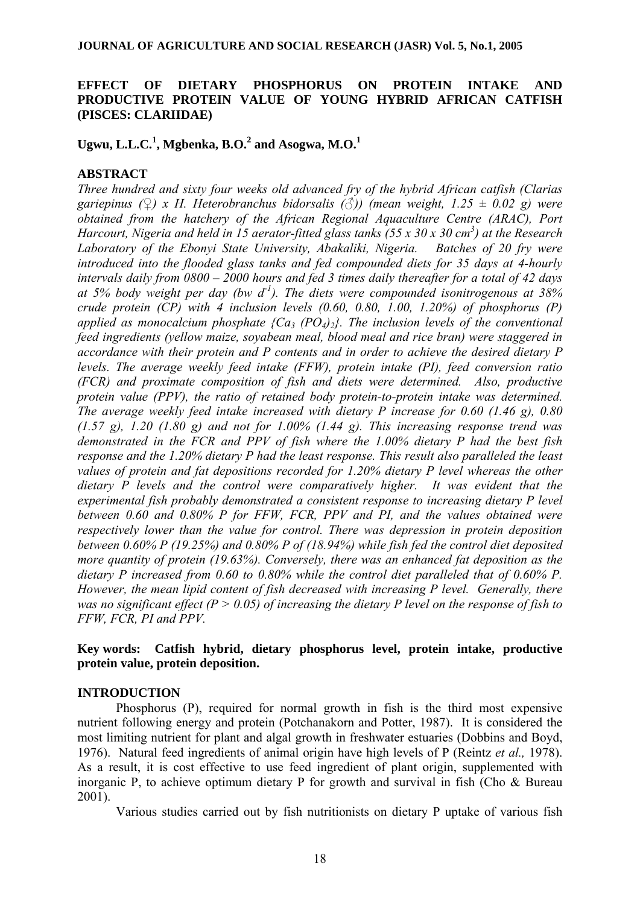# EFFECT OF DIETARY PHOSPHORUS ON PROTEIN INTAKE AND PRODUCTIVE PROTEIN VALUE OF YOUNG HYBRID AFRICAN CATFISH (PISCES: CLARIIDAE)

**Ugwu, L.L.C.[1], Mgbenka, B.O.[2] and Asogwa, M.O.[1]**

## ABSTRACT

*Three hundred and sixty four weeks old advanced fry of the hybrid African catfish (Clarias gariepinus (♀) x H. Heterobranchus bidorsalis (♂)) (mean weight, 1.25 ± 0.02 g) were obtained from the hatchery of the African Regional Aquaculture Centre (ARAC), Port Harcourt, Nigeria and held in 15 aerator-fitted glass tanks (55 x 30 x 30 cm$^3$) at the Research Laboratory of the Ebonyi State University, Abakaliki, Nigeria. Batches of 20 fry were introduced into the flooded glass tanks and fed compounded diets for 35 days at 4-hourly intervals daily from 0800 – 2000 hours and fed 3 times daily thereafter for a total of 42 days at 5% body weight per day (bw d$^{-1}$). The diets were compounded isonitrogenous at 38% crude protein (CP) with 4 inclusion levels (0.60, 0.80, 1.00, 1.20%) of phosphorus (P) applied as monocalcium phosphate {$Ca_3(PO_4)_2$}. The inclusion levels of the conventional feed ingredients (yellow maize, soyabean meal, blood meal and rice bran) were staggered in accordance with their protein and P contents and in order to achieve the desired dietary P levels. The average weekly feed intake (FFW), protein intake (PI), feed conversion ratio (FCR) and proximate composition of fish and diets were determined. Also, productive protein value (PPV), the ratio of retained body protein-to-protein intake was determined. The average weekly feed intake increased with dietary P increase for 0.60 (1.46 g), 0.80 (1.57 g), 1.20 (1.80 g) and not for 1.00% (1.44 g). This increasing response trend was demonstrated in the FCR and PPV of fish where the 1.00% dietary P had the best fish response and the 1.20% dietary P had the least response. This result also paralleled the least values of protein and fat depositions recorded for 1.20% dietary P level whereas the other dietary P levels and the control were comparatively higher. It was evident that the experimental fish probably demonstrated a consistent response to increasing dietary P level between 0.60 and 0.80% P for FFW, FCR, PPV and PI, and the values obtained were respectively lower than the value for control. There was depression in protein deposition between 0.60% P (19.25%) and 0.80% P of (18.94%) while fish fed the control diet deposited more quantity of protein (19.63%). Conversely, there was an enhanced fat deposition as the dietary P increased from 0.60 to 0.80% while the control diet paralleled that of 0.60% P. However, the mean lipid content of fish decreased with increasing P level. Generally, there was no significant effect (P > 0.05) of increasing the dietary P level on the response of fish to FFW, FCR, PI and PPV.*

**Key words: Catfish hybrid, dietary phosphorus level, protein intake, productive protein value, protein deposition.**

## INTRODUCTION

Phosphorus (P), required for normal growth in fish is the third most expensive nutrient following energy and protein (Potchanakorn and Potter, 1987). It is considered the most limiting nutrient for plant and algal growth in freshwater estuaries (Dobbins and Boyd, 1976). Natural feed ingredients of animal origin have high levels of P (Reintz *et al.,* 1978). As a result, it is cost effective to use feed ingredient of plant origin, supplemented with inorganic P, to achieve optimum dietary P for growth and survival in fish (Cho & Bureau 2001).

Various studies carried out by fish nutritionists on dietary P uptake of various fish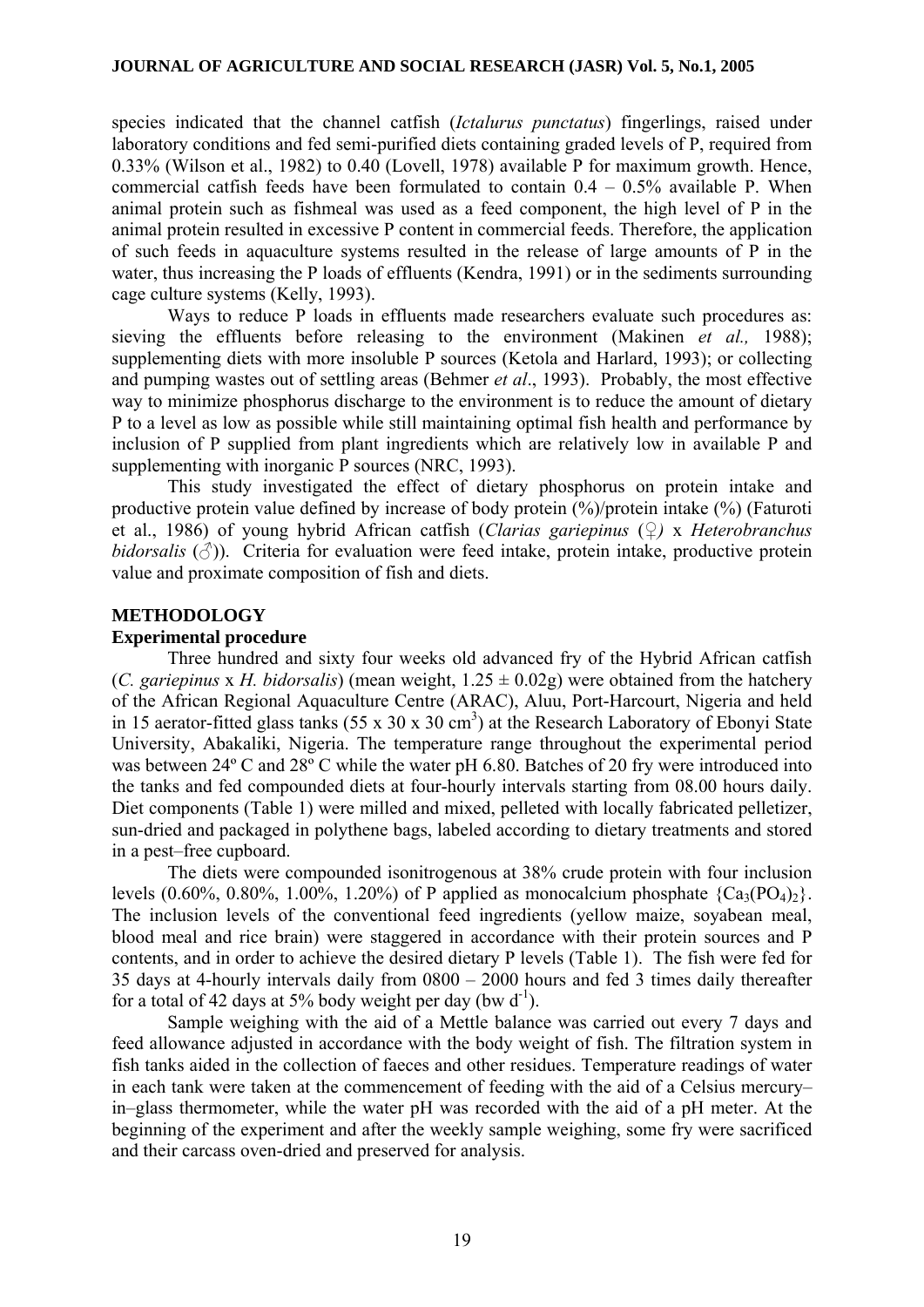species indicated that the channel catfish (*Ictalurus punctatus*) fingerlings, raised under laboratory conditions and fed semi-purified diets containing graded levels of P, required from 0.33% (Wilson et al., 1982) to 0.40 (Lovell, 1978) available P for maximum growth. Hence, commercial catfish feeds have been formulated to contain 0.4 – 0.5% available P. When animal protein such as fishmeal was used as a feed component, the high level of P in the animal protein resulted in excessive P content in commercial feeds. Therefore, the application of such feeds in aquaculture systems resulted in the release of large amounts of P in the water, thus increasing the P loads of effluents (Kendra, 1991) or in the sediments surrounding cage culture systems (Kelly, 1993).

Ways to reduce P loads in effluents made researchers evaluate such procedures as: sieving the effluents before releasing to the environment (Makinen *et al.,* 1988); supplementing diets with more insoluble P sources (Ketola and Harlard, 1993); or collecting and pumping wastes out of settling areas (Behmer *et al*., 1993). Probably, the most effective way to minimize phosphorus discharge to the environment is to reduce the amount of dietary P to a level as low as possible while still maintaining optimal fish health and performance by inclusion of P supplied from plant ingredients which are relatively low in available P and supplementing with inorganic P sources (NRC, 1993).

This study investigated the effect of dietary phosphorus on protein intake and productive protein value defined by increase of body protein (%)/protein intake (%) (Faturoti et al., 1986) of young hybrid African catfish (*Clarias gariepinus* (♀) x *Heterobranchus bidorsalis* (♂)). Criteria for evaluation were feed intake, protein intake, productive protein value and proximate composition of fish and diets.

## METHODOLOGY

### Experimental procedure

Three hundred and sixty four weeks old advanced fry of the Hybrid African catfish (*C. gariepinus* x *H. bidorsalis*) (mean weight, 1.25 ± 0.02g) were obtained from the hatchery of the African Regional Aquaculture Centre (ARAC), Aluu, Port-Harcourt, Nigeria and held in 15 aerator-fitted glass tanks (55 x 30 x 30 $cm^3$) at the Research Laboratory of Ebonyi State University, Abakaliki, Nigeria. The temperature range throughout the experimental period was between 24º C and 28º C while the water pH 6.80. Batches of 20 fry were introduced into the tanks and fed compounded diets at four-hourly intervals starting from 08.00 hours daily. Diet components (Table 1) were milled and mixed, pelleted with locally fabricated pelletizer, sun-dried and packaged in polythene bags, labeled according to dietary treatments and stored in a pest–free cupboard.

The diets were compounded isonitrogenous at 38% crude protein with four inclusion levels (0.60%, 0.80%, 1.00%, 1.20%) of P applied as monocalcium phosphate {$Ca_3(PO_4)_2$}. The inclusion levels of the conventional feed ingredients (yellow maize, soyabean meal, blood meal and rice brain) were staggered in accordance with their protein sources and P contents, and in order to achieve the desired dietary P levels (Table 1). The fish were fed for 35 days at 4-hourly intervals daily from 0800 – 2000 hours and fed 3 times daily thereafter for a total of 42 days at 5% body weight per day (bw $d^{-1}$).

Sample weighing with the aid of a Mettle balance was carried out every 7 days and feed allowance adjusted in accordance with the body weight of fish. The filtration system in fish tanks aided in the collection of faeces and other residues. Temperature readings of water in each tank were taken at the commencement of feeding with the aid of a Celsius mercury–in–glass thermometer, while the water pH was recorded with the aid of a pH meter. At the beginning of the experiment and after the weekly sample weighing, some fry were sacrificed and their carcass oven-dried and preserved for analysis.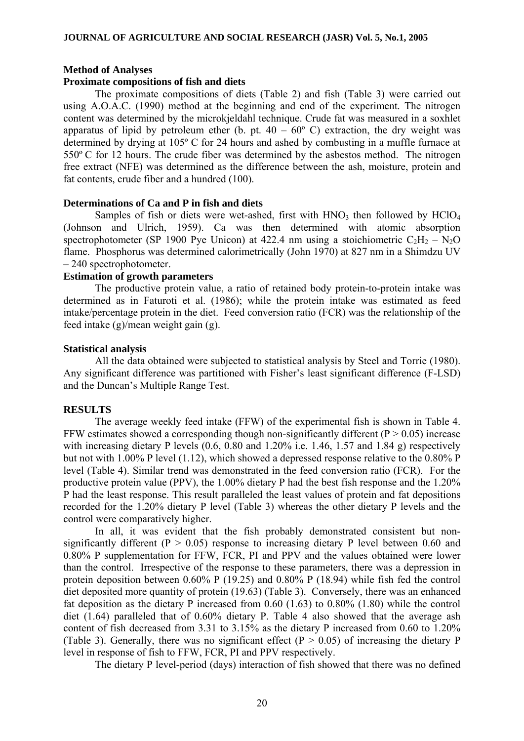### Method of Analyses

### Proximate compositions of fish and diets

The proximate compositions of diets (Table 2) and fish (Table 3) were carried out using A.O.A.C. (1990) method at the beginning and end of the experiment. The nitrogen content was determined by the microkjeldahl technique. Crude fat was measured in a soxhlet apparatus of lipid by petroleum ether (b. pt. 40 – 60º C) extraction, the dry weight was determined by drying at 105º C for 24 hours and ashed by combusting in a muffle furnace at 550º C for 12 hours. The crude fiber was determined by the asbestos method. The nitrogen free extract (NFE) was determined as the difference between the ash, moisture, protein and fat contents, crude fiber and a hundred (100).

### Determinations of Ca and P in fish and diets

Samples of fish or diets were wet-ashed, first with $HNO_3$ then followed by $HClO_4$ (Johnson and Ulrich, 1959). Ca was then determined with atomic absorption spectrophotometer (SP 1900 Pye Unicon) at 422.4 nm using a stoichiometric $C_2H_2$ – $N_2O$ flame. Phosphorus was determined calorimetrically (John 1970) at 827 nm in a Shimdzu UV – 240 spectrophotometer.

### Estimation of growth parameters

The productive protein value, a ratio of retained body protein-to-protein intake was determined as in Faturoti et al. (1986); while the protein intake was estimated as feed intake/percentage protein in the diet. Feed conversion ratio (FCR) was the relationship of the feed intake (g)/mean weight gain (g).

### Statistical analysis

All the data obtained were subjected to statistical analysis by Steel and Torrie (1980). Any significant difference was partitioned with Fisher's least significant difference (F-LSD) and the Duncan's Multiple Range Test.

## RESULTS

The average weekly feed intake (FFW) of the experimental fish is shown in Table 4. FFW estimates showed a corresponding though non-significantly different ($P > 0.05$) increase with increasing dietary P levels (0.6, 0.80 and 1.20% i.e. 1.46, 1.57 and 1.84 g) respectively but not with 1.00% P level (1.12), which showed a depressed response relative to the 0.80% P level (Table 4). Similar trend was demonstrated in the feed conversion ratio (FCR). For the productive protein value (PPV), the 1.00% dietary P had the best fish response and the 1.20% P had the least response. This result paralleled the least values of protein and fat depositions recorded for the 1.20% dietary P level (Table 3) whereas the other dietary P levels and the control were comparatively higher.

In all, it was evident that the fish probably demonstrated consistent but non-significantly different ($P > 0.05$) response to increasing dietary P level between 0.60 and 0.80% P supplementation for FFW, FCR, PI and PPV and the values obtained were lower than the control. Irrespective of the response to these parameters, there was a depression in protein deposition between 0.60% P (19.25) and 0.80% P (18.94) while fish fed the control diet deposited more quantity of protein (19.63) (Table 3). Conversely, there was an enhanced fat deposition as the dietary P increased from 0.60 (1.63) to 0.80% (1.80) while the control diet (1.64) paralleled that of 0.60% dietary P. Table 4 also showed that the average ash content of fish decreased from 3.31 to 3.15% as the dietary P increased from 0.60 to 1.20% (Table 3). Generally, there was no significant effect ($P > 0.05$) of increasing the dietary P level in response of fish to FFW, FCR, PI and PPV respectively.

The dietary P level-period (days) interaction of fish showed that there was no defined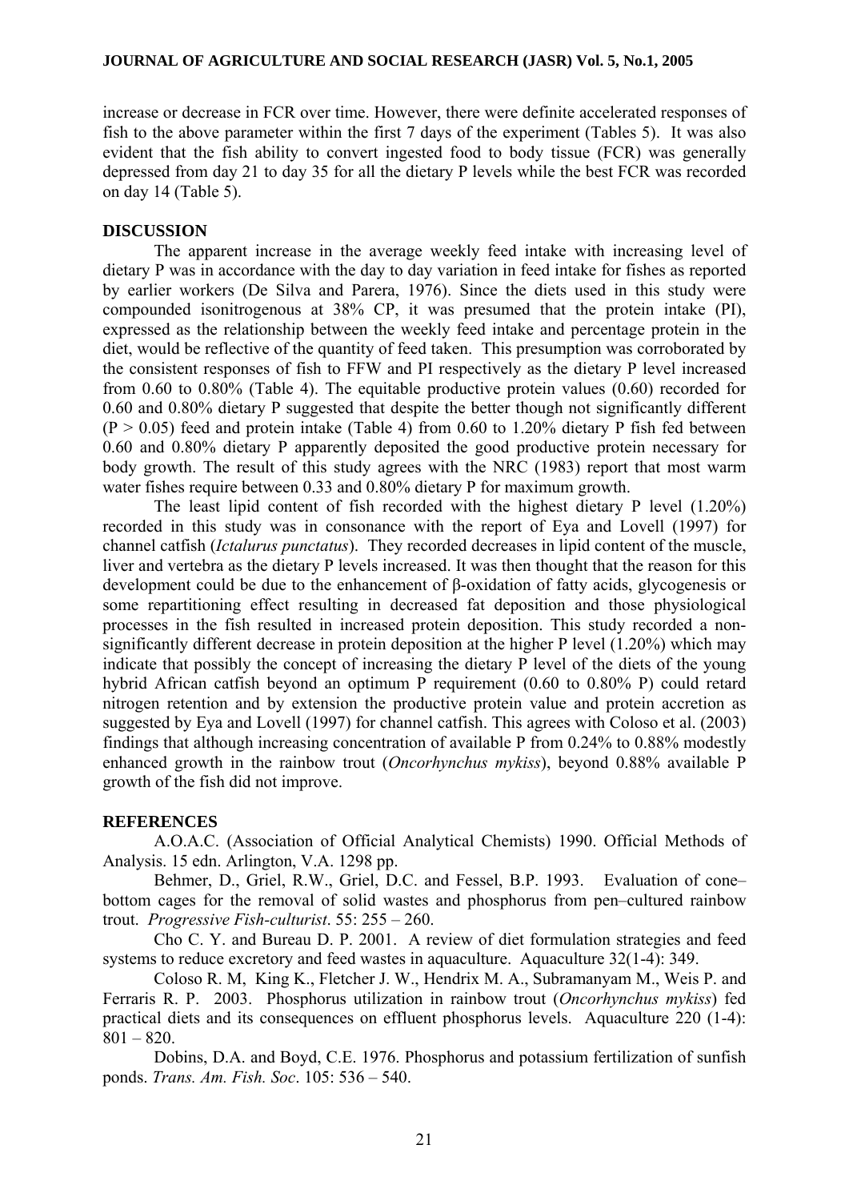increase or decrease in FCR over time. However, there were definite accelerated responses of fish to the above parameter within the first 7 days of the experiment (Tables 5). It was also evident that the fish ability to convert ingested food to body tissue (FCR) was generally depressed from day 21 to day 35 for all the dietary P levels while the best FCR was recorded on day 14 (Table 5).

## DISCUSSION

The apparent increase in the average weekly feed intake with increasing level of dietary P was in accordance with the day to day variation in feed intake for fishes as reported by earlier workers (De Silva and Parera, 1976). Since the diets used in this study were compounded isonitrogenous at 38% CP, it was presumed that the protein intake (PI), expressed as the relationship between the weekly feed intake and percentage protein in the diet, would be reflective of the quantity of feed taken. This presumption was corroborated by the consistent responses of fish to FFW and PI respectively as the dietary P level increased from 0.60 to 0.80% (Table 4). The equitable productive protein values (0.60) recorded for 0.60 and 0.80% dietary P suggested that despite the better though not significantly different ($P > 0.05$) feed and protein intake (Table 4) from 0.60 to 1.20% dietary P fish fed between 0.60 and 0.80% dietary P apparently deposited the good productive protein necessary for body growth. The result of this study agrees with the NRC (1983) report that most warm water fishes require between 0.33 and 0.80% dietary P for maximum growth.

The least lipid content of fish recorded with the highest dietary P level (1.20%) recorded in this study was in consonance with the report of Eya and Lovell (1997) for channel catfish (*Ictalurus punctatus*). They recorded decreases in lipid content of the muscle, liver and vertebra as the dietary P levels increased. It was then thought that the reason for this development could be due to the enhancement of β-oxidation of fatty acids, glycogenesis or some repartitioning effect resulting in decreased fat deposition and those physiological processes in the fish resulted in increased protein deposition. This study recorded a non-significantly different decrease in protein deposition at the higher P level (1.20%) which may indicate that possibly the concept of increasing the dietary P level of the diets of the young hybrid African catfish beyond an optimum P requirement (0.60 to 0.80% P) could retard nitrogen retention and by extension the productive protein value and protein accretion as suggested by Eya and Lovell (1997) for channel catfish. This agrees with Coloso et al. (2003) findings that although increasing concentration of available P from 0.24% to 0.88% modestly enhanced growth in the rainbow trout (*Oncorhynchus mykiss*), beyond 0.88% available P growth of the fish did not improve.

## REFERENCES

A.O.A.C. (Association of Official Analytical Chemists) 1990. Official Methods of Analysis. 15 edn. Arlington, V.A. 1298 pp.

Behmer, D., Griel, R.W., Griel, D.C. and Fessel, B.P. 1993. Evaluation of cone–bottom cages for the removal of solid wastes and phosphorus from pen–cultured rainbow trout. *Progressive Fish-culturist*. 55: 255 – 260.

Cho C. Y. and Bureau D. P. 2001. A review of diet formulation strategies and feed systems to reduce excretory and feed wastes in aquaculture. Aquaculture 32(1-4): 349.

Coloso R. M, King K., Fletcher J. W., Hendrix M. A., Subramanyam M., Weis P. and Ferraris R. P. 2003. Phosphorus utilization in rainbow trout (*Oncorhynchus mykiss*) fed practical diets and its consequences on effluent phosphorus levels. Aquaculture 220 (1-4): 801 – 820.

Dobins, D.A. and Boyd, C.E. 1976. Phosphorus and potassium fertilization of sunfish ponds. *Trans. Am. Fish. Soc*. 105: 536 – 540.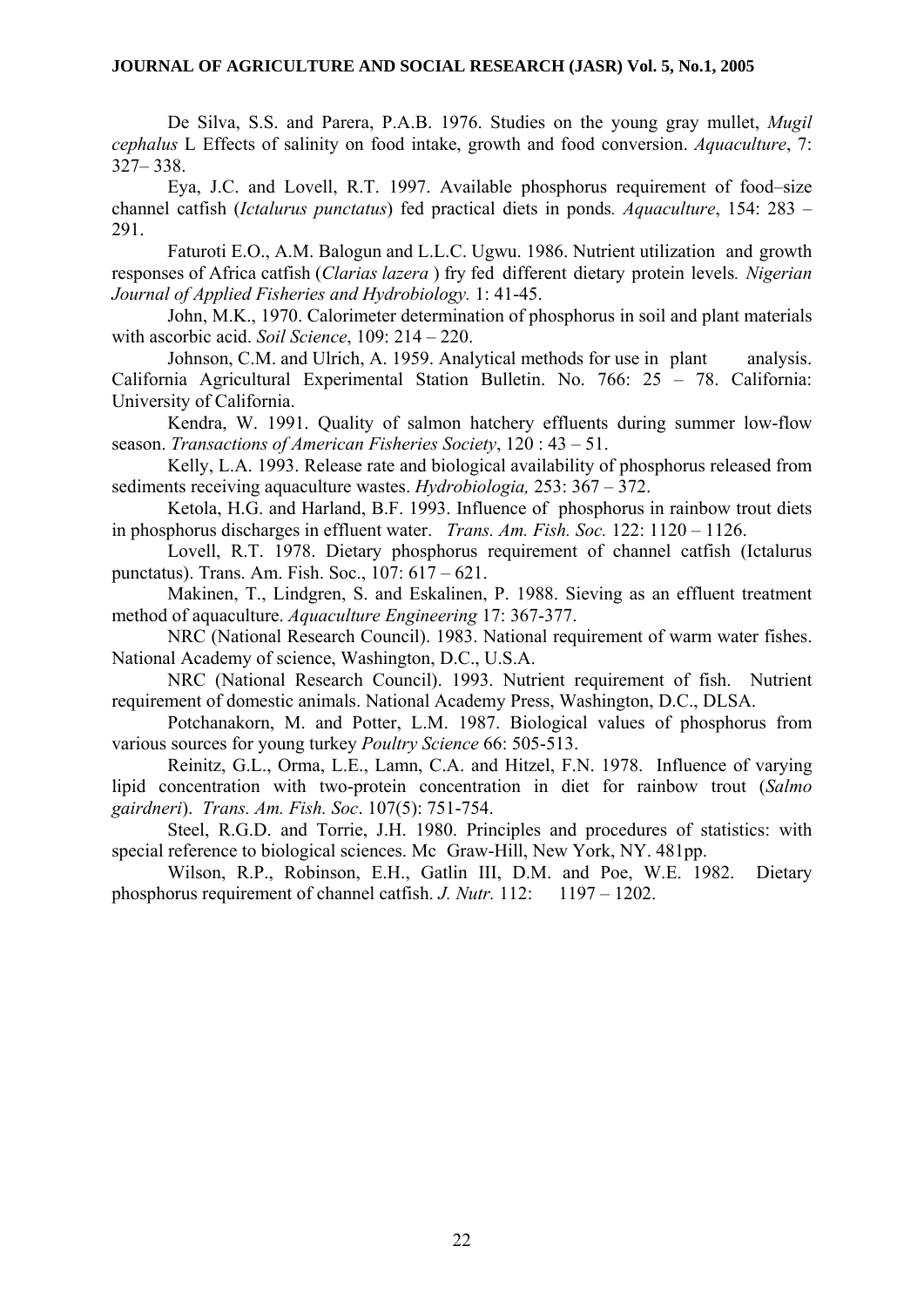De Silva, S.S. and Parera, P.A.B. 1976. Studies on the young gray mullet, *Mugil cephalus* L Effects of salinity on food intake, growth and food conversion. *Aquaculture*, 7: 327– 338.

Eya, J.C. and Lovell, R.T. 1997. Available phosphorus requirement of food–size channel catfish (*Ictalurus punctatus*) fed practical diets in ponds*. Aquaculture*, 154: 283 – 291.

Faturoti E.O., A.M. Balogun and L.L.C. Ugwu. 1986. Nutrient utilization and growth responses of Africa catfish (*Clarias lazera* ) fry fed different dietary protein levels*. Nigerian Journal of Applied Fisheries and Hydrobiology.* 1: 41-45.

John, M.K., 1970. Calorimeter determination of phosphorus in soil and plant materials with ascorbic acid. *Soil Science*, 109: 214 – 220.

Johnson, C.M. and Ulrich, A. 1959. Analytical methods for use in plant analysis. California Agricultural Experimental Station Bulletin. No. 766: 25 – 78. California: University of California.

Kendra, W. 1991. Quality of salmon hatchery effluents during summer low-flow season. *Transactions of American Fisheries Society*, 120 : 43 – 51.

Kelly, L.A. 1993. Release rate and biological availability of phosphorus released from sediments receiving aquaculture wastes. *Hydrobiologia,* 253: 367 – 372.

Ketola, H.G. and Harland, B.F. 1993. Influence of phosphorus in rainbow trout diets in phosphorus discharges in effluent water. *Trans. Am. Fish. Soc.* 122: 1120 – 1126.

Lovell, R.T. 1978. Dietary phosphorus requirement of channel catfish (Ictalurus punctatus). Trans. Am. Fish. Soc., 107: 617 – 621.

Makinen, T., Lindgren, S. and Eskalinen, P. 1988. Sieving as an effluent treatment method of aquaculture. *Aquaculture Engineering* 17: 367-377.

NRC (National Research Council). 1983. National requirement of warm water fishes. National Academy of science, Washington, D.C., U.S.A.

NRC (National Research Council). 1993. Nutrient requirement of fish. Nutrient requirement of domestic animals. National Academy Press, Washington, D.C., DLSA.

Potchanakorn, M. and Potter, L.M. 1987. Biological values of phosphorus from various sources for young turkey *Poultry Science* 66: 505-513.

Reinitz, G.L., Orma, L.E., Lamn, C.A. and Hitzel, F.N. 1978. Influence of varying lipid concentration with two-protein concentration in diet for rainbow trout (*Salmo gairdneri*). *Trans. Am. Fish. Soc*. 107(5): 751-754.

Steel, R.G.D. and Torrie, J.H. 1980. Principles and procedures of statistics: with special reference to biological sciences. Mc Graw-Hill, New York, NY. 481pp.

Wilson, R.P., Robinson, E.H., Gatlin III, D.M. and Poe, W.E. 1982. Dietary phosphorus requirement of channel catfish. *J. Nutr.* 112: 1197 – 1202.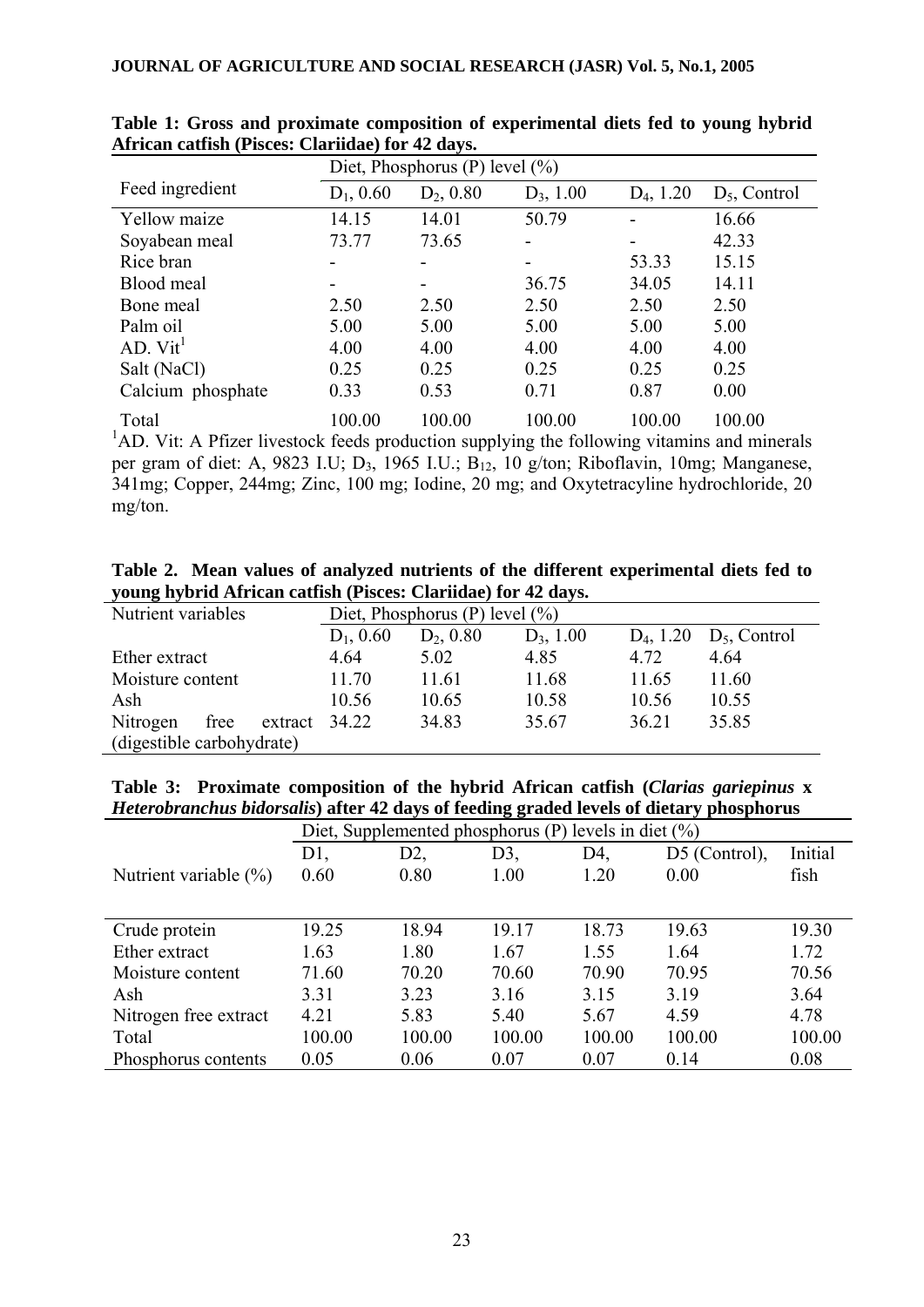**Table 1: Gross and proximate composition of experimental diets fed to young hybrid African catfish (Pisces: Clariidae) for 42 days.**

| Feed ingredient | Diet, Phosphorus (P) level (%) | | | | |
|---|---|---|---|---|---|
| | $D_1$, 0.60 | $D_2$, 0.80 | $D_3$, 1.00 | $D_4$, 1.20 | $D_5$, Control |
| Yellow maize | 14.15 | 14.01 | 50.79 | - | 16.66 |
| Soyabean meal | 73.77 | 73.65 | - | - | 42.33 |
| Rice bran | - | - | - | 53.33 | 15.15 |
| Blood meal | - | - | 36.75 | 34.05 | 14.11 |
| Bone meal | 2.50 | 2.50 | 2.50 | 2.50 | 2.50 |
| Palm oil | 5.00 | 5.00 | 5.00 | 5.00 | 5.00 |
| AD. Vit[1] | 4.00 | 4.00 | 4.00 | 4.00 | 4.00 |
| Salt (NaCl) | 0.25 | 0.25 | 0.25 | 0.25 | 0.25 |
| Calcium phosphate | 0.33 | 0.53 | 0.71 | 0.87 | 0.00 |
| Total | 100.00 | 100.00 | 100.00 | 100.00 | 100.00 |

[1]AD. Vit: A Pfizer livestock feeds production supplying the following vitamins and minerals per gram of diet: A, 9823 I.U; $D_3$, 1965 I.U.; $B_{12}$, 10 g/ton; Riboflavin, 10mg; Manganese, 341mg; Copper, 244mg; Zinc, 100 mg; Iodine, 20 mg; and Oxytetracyline hydrochloride, 20 mg/ton.

**Table 2. Mean values of analyzed nutrients of the different experimental diets fed to young hybrid African catfish (Pisces: Clariidae) for 42 days.**

| Nutrient variables | Diet, Phosphorus (P) level (%) | | | | |
|---|---|---|---|---|---|
| | $D_1$, 0.60 | $D_2$, 0.80 | $D_3$, 1.00 | $D_4$, 1.20 | $D_5$, Control |
| Ether extract | 4.64 | 5.02 | 4.85 | 4.72 | 4.64 |
| Moisture content | 11.70 | 11.61 | 11.68 | 11.65 | 11.60 |
| Ash | 10.56 | 10.65 | 10.58 | 10.56 | 10.55 |
| Nitrogen free extract (digestible carbohydrate) | 34.22 | 34.83 | 35.67 | 36.21 | 35.85 |

**Table 3: Proximate composition of the hybrid African catfish (*Clarias gariepinus* x *Heterobranchus bidorsalis*) after 42 days of feeding graded levels of dietary phosphorus**

| Nutrient variable (%) | Diet, Supplemented phosphorus (P) levels in diet (%) | | | | | |
|---|---|---|---|---|---|---|
| | D1, 0.60 | D2, 0.80 | D3, 1.00 | D4, 1.20 | D5 (Control), 0.00 | Initial fish |
| Crude protein | 19.25 | 18.94 | 19.17 | 18.73 | 19.63 | 19.30 |
| Ether extract | 1.63 | 1.80 | 1.67 | 1.55 | 1.64 | 1.72 |
| Moisture content | 71.60 | 70.20 | 70.60 | 70.90 | 70.95 | 70.56 |
| Ash | 3.31 | 3.23 | 3.16 | 3.15 | 3.19 | 3.64 |
| Nitrogen free extract | 4.21 | 5.83 | 5.40 | 5.67 | 4.59 | 4.78 |
| Total | 100.00 | 100.00 | 100.00 | 100.00 | 100.00 | 100.00 |
| Phosphorus contents | 0.05 | 0.06 | 0.07 | 0.07 | 0.14 | 0.08 |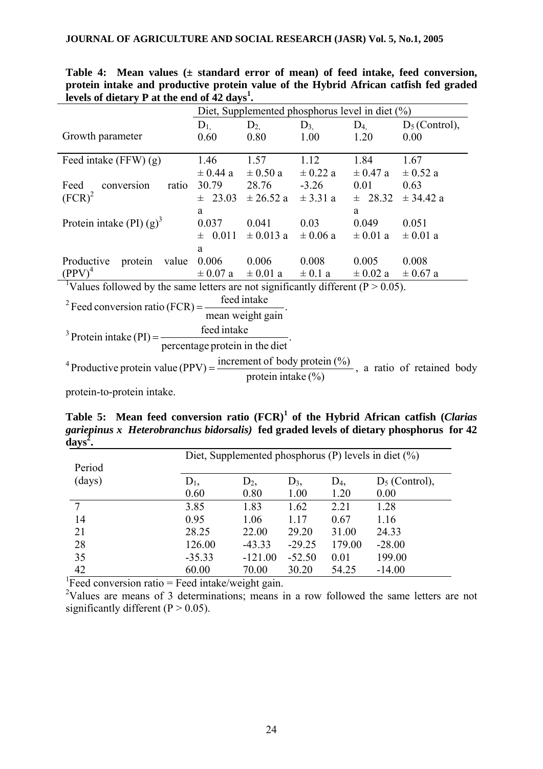**Table 4: Mean values (± standard error of mean) of feed intake, feed conversion, protein intake and productive protein value of the Hybrid African catfish fed graded levels of dietary P at the end of 42 days[1].**

| | Diet, Supplemented phosphorus level in diet (%) | | | | |
|---|---|---|---|---|---|
| Growth parameter | $D_1$, 0.60 | $D_2$, 0.80 | $D_3$, 1.00 | $D_4$, 1.20 | $D_5$ (Control), 0.00 |
| Feed intake (FFW) (g) | 1.46 ± 0.44 a | 1.57 ± 0.50 a | 1.12 ± 0.22 a | 1.84 ± 0.47 a | 1.67 ± 0.52 a |
| Feed conversion ratio (FCR)[2] | 30.79 ± 23.03 a | 28.76 ± 26.52 a | -3.26 ± 3.31 a | 0.01 ± 28.32 a | 0.63 ± 34.42 a |
| Protein intake (PI) (g)[3] | 0.037 ± 0.011 a | 0.041 ± 0.013 a | 0.03 ± 0.06 a | 0.049 ± 0.01 a | 0.051 ± 0.01 a |
| Productive protein value (PPV)[4] | 0.006 ± 0.07 a | 0.006 ± 0.01 a | 0.008 ± 0.1 a | 0.005 ± 0.02 a | 0.008 ± 0.67 a |

[1]Values followed by the same letters are not significantly different ($P > 0.05$).

[2] $\text{Feed conversion ratio (FCR)} = \frac{\text{feed intake}}{\text{mean weight gain}}$.

[3] $\text{Protein intake (PI)} = \frac{\text{feed intake}}{\text{percentage protein in the diet}}$.

[4] $\text{Productive protein value (PPV)} = \frac{\text{increment of body protein (\%)}}{\text{protein intake (\%)}}$, a ratio of retained body protein-to-protein intake.

**Table 5: Mean feed conversion ratio (FCR)[1] of the Hybrid African catfish (*Clarias gariepinus x Heterobranchus bidorsalis*) fed graded levels of dietary phosphorus for 42 days[2].**

| Period (days) | Diet, Supplemented phosphorus (P) levels in diet (%) | | | | |
|---|---|---|---|---|---|
| | $D_1$, 0.60 | $D_2$, 0.80 | $D_3$, 1.00 | $D_4$, 1.20 | $D_5$ (Control), 0.00 |
| 7 | 3.85 | 1.83 | 1.62 | 2.21 | 1.28 |
| 14 | 0.95 | 1.06 | 1.17 | 0.67 | 1.16 |
| 21 | 28.25 | 22.00 | 29.20 | 31.00 | 24.33 |
| 28 | 126.00 | -43.33 | -29.25 | 179.00 | -28.00 |
| 35 | -35.33 | -121.00 | -52.50 | 0.01 | 199.00 |
| 42 | 60.00 | 70.00 | 30.20 | 54.25 | -14.00 |

[1]Feed conversion ratio = Feed intake/weight gain.

[2]Values are means of 3 determinations; means in a row followed the same letters are not significantly different ($P > 0.05$).